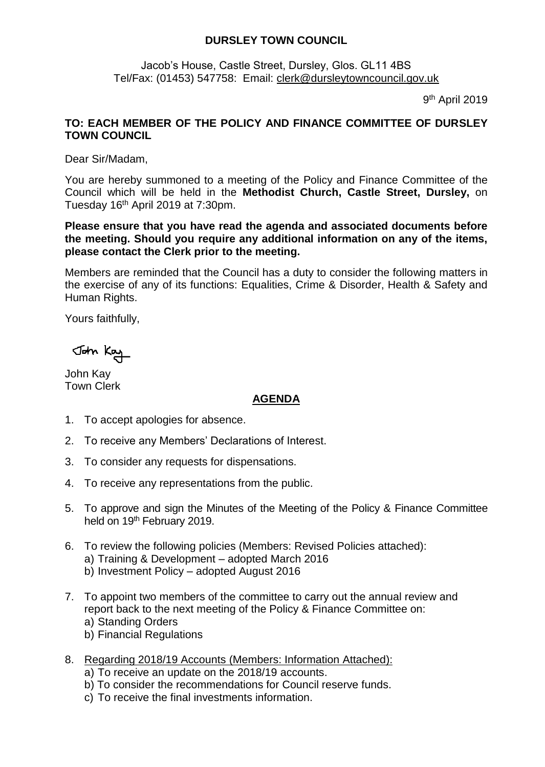**DURSLEY TOWN COUNCIL**

Jacob's House, Castle Street, Dursley, Glos. GL11 4BS
Tel/Fax: (01453) 547758: Email: clerk@dursleytowncouncil.gov.uk

9th April 2019

**TO: EACH MEMBER OF THE POLICY AND FINANCE COMMITTEE OF DURSLEY TOWN COUNCIL**

Dear Sir/Madam,

You are hereby summoned to a meeting of the Policy and Finance Committee of the Council which will be held in the **Methodist Church, Castle Street, Dursley,** on Tuesday 16th April 2019 at 7:30pm.

**Please ensure that you have read the agenda and associated documents before the meeting. Should you require any additional information on any of the items, please contact the Clerk prior to the meeting.**

Members are reminded that the Council has a duty to consider the following matters in the exercise of any of its functions: Equalities, Crime & Disorder, Health & Safety and Human Rights.

Yours faithfully,

John Kay

John Kay
Town Clerk

## AGENDA

1. To accept apologies for absence.
2. To receive any Members' Declarations of Interest.
3. To consider any requests for dispensations.
4. To receive any representations from the public.
5. To approve and sign the Minutes of the Meeting of the Policy & Finance Committee held on 19th February 2019.
6. To review the following policies (Members: Revised Policies attached):
   a) Training & Development – adopted March 2016
   b) Investment Policy – adopted August 2016
7. To appoint two members of the committee to carry out the annual review and report back to the next meeting of the Policy & Finance Committee on:
   a) Standing Orders
   b) Financial Regulations
8. Regarding 2018/19 Accounts (Members: Information Attached):
   a) To receive an update on the 2018/19 accounts.
   b) To consider the recommendations for Council reserve funds.
   c) To receive the final investments information.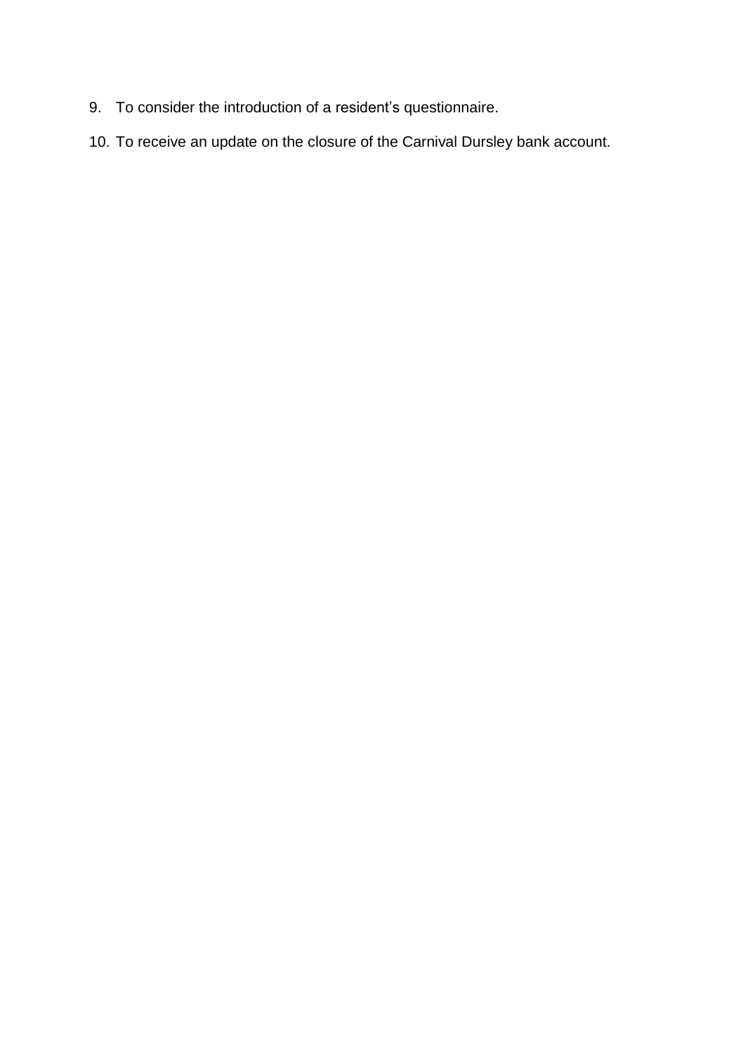9. To consider the introduction of a resident's questionnaire.

10. To receive an update on the closure of the Carnival Dursley bank account.